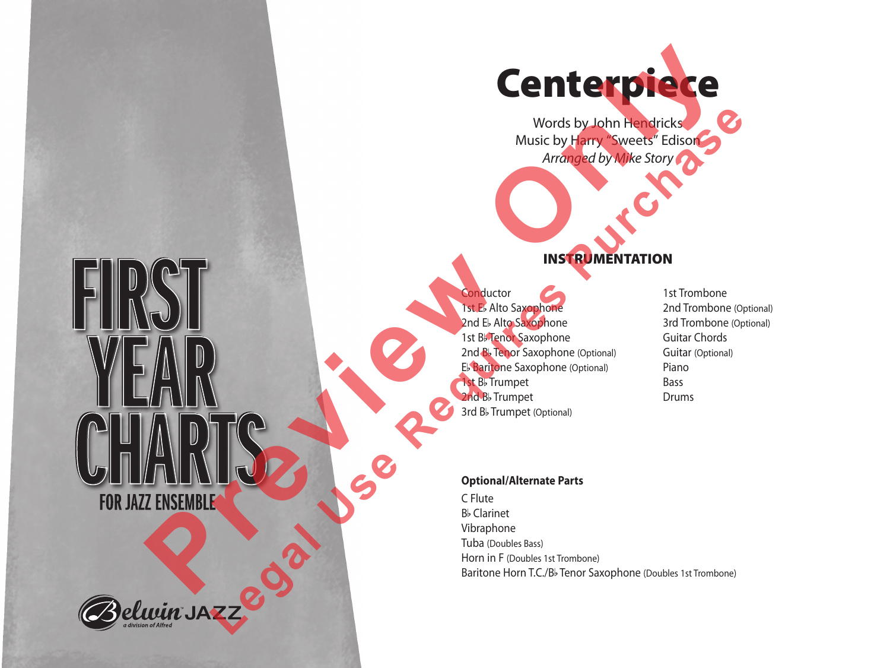# Centerpiece

Words by John Hendricks
Music by Harry "Sweets" Edison
*Arranged by Mike Story*

FIRST YEAR CHARTS FOR JAZZ ENSEMBLE

Belwin JAZZ
a division of Alfred

## INSTRUMENTATION

Conductor
1st E♭ Alto Saxophone
2nd E♭ Alto Saxophone
1st B♭ Tenor Saxophone
2nd B♭ Tenor Saxophone (Optional)
E♭ Baritone Saxophone (Optional)
1st B♭ Trumpet
2nd B♭ Trumpet
3rd B♭ Trumpet (Optional)
1st Trombone
2nd Trombone (Optional)
3rd Trombone (Optional)
Guitar Chords
Guitar (Optional)
Piano
Bass
Drums

**Optional/Alternate Parts**

C Flute
B♭ Clarinet
Vibraphone
Tuba (Doubles Bass)
Horn in F (Doubles 1st Trombone)
Baritone Horn T.C./B♭ Tenor Saxophone (Doubles 1st Trombone)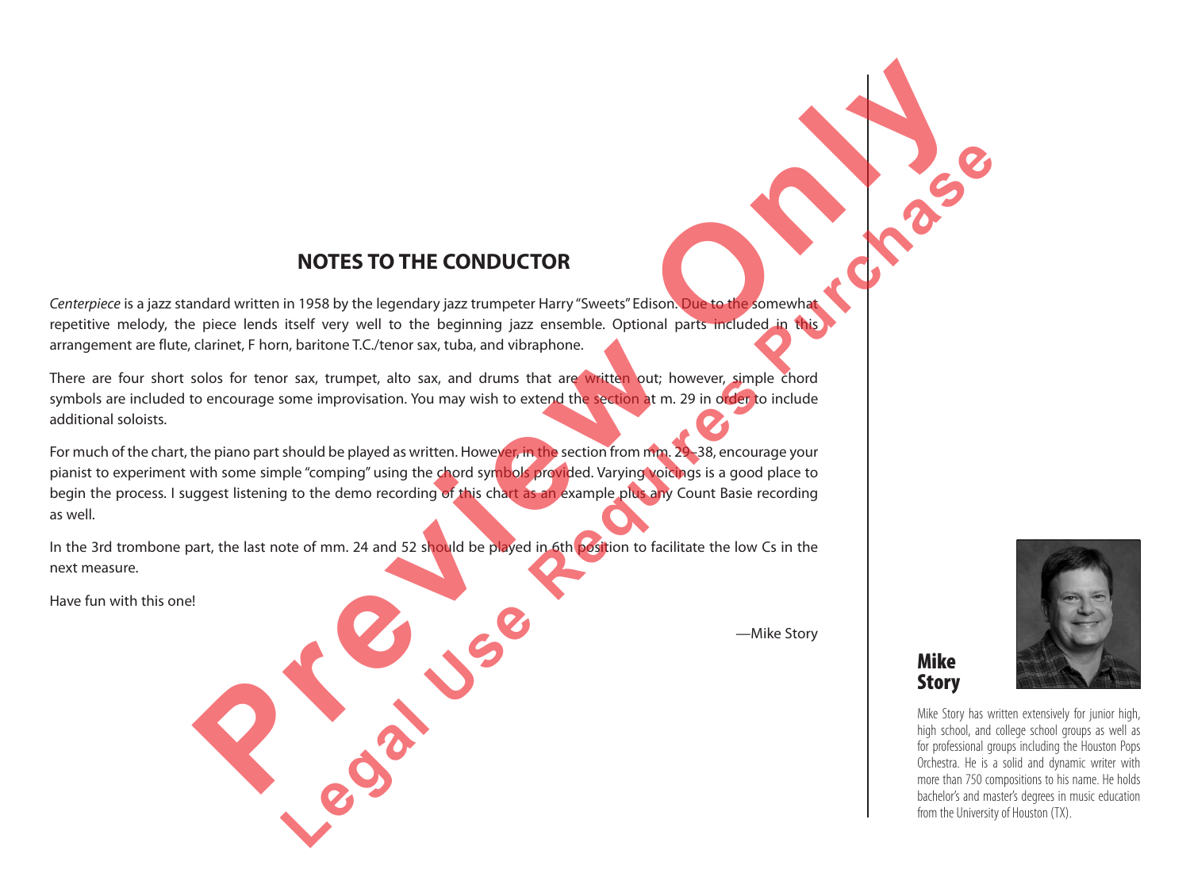## NOTES TO THE CONDUCTOR

*Centerpiece* is a jazz standard written in 1958 by the legendary jazz trumpeter Harry "Sweets" Edison. Due to the somewhat repetitive melody, the piece lends itself very well to the beginning jazz ensemble. Optional parts included in this arrangement are flute, clarinet, F horn, baritone T.C./tenor sax, tuba, and vibraphone.

There are four short solos for tenor sax, trumpet, alto sax, and drums that are written out; however, simple chord symbols are included to encourage some improvisation. You may wish to extend the section at m. 29 in order to include additional soloists.

For much of the chart, the piano part should be played as written. However, in the section from mm. 29–38, encourage your pianist to experiment with some simple "comping" using the chord symbols provided. Varying voicings is a good place to begin the process. I suggest listening to the demo recording of this chart as an example plus any Count Basie recording as well.

In the 3rd trombone part, the last note of mm. 24 and 52 should be played in 6th position to facilitate the low Cs in the next measure.

Have fun with this one!

—Mike Story

**Mike Story**

Mike Story has written extensively for junior high, high school, and college school groups as well as for professional groups including the Houston Pops Orchestra. He is a solid and dynamic writer with more than 750 compositions to his name. He holds bachelor's and master's degrees in music education from the University of Houston (TX).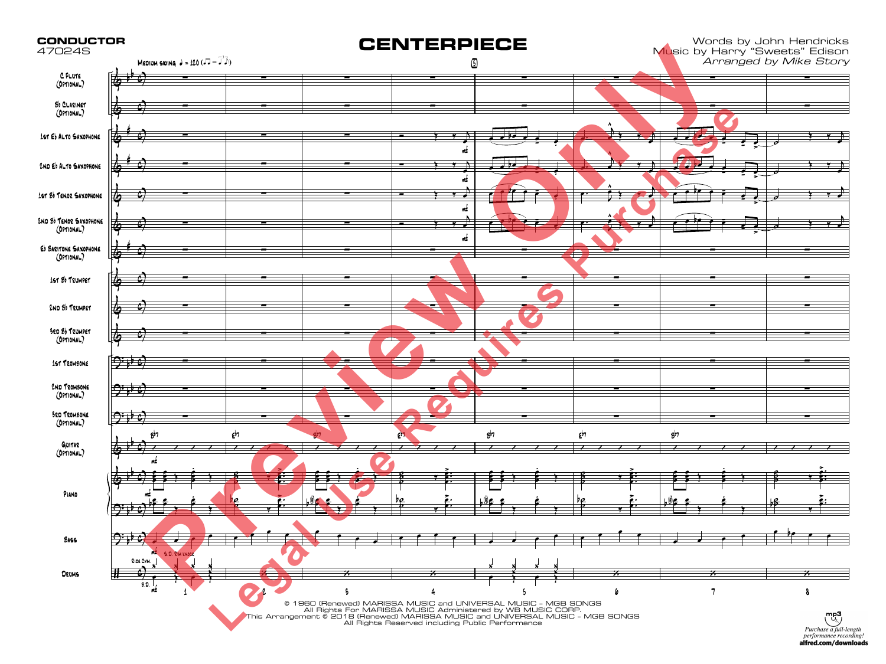**CONDUCTOR**
47024S

# CENTERPIECE

Words by John Hendricks
Music by Harry "Sweets" Edison
*Arranged by Mike Story*

© 1960 (Renewed) MARISSA MUSIC and UNIVERSAL MUSIC - MGB SONGS
All Rights For MARISSA MUSIC Administered by WB MUSIC CORP.
This Arrangement © 2018 (Renewed) MARISSA MUSIC and UNIVERSAL MUSIC - MGB SONGS
All Rights Reserved including Public Performance

Purchase a full-length performance recording!
alfred.com/downloads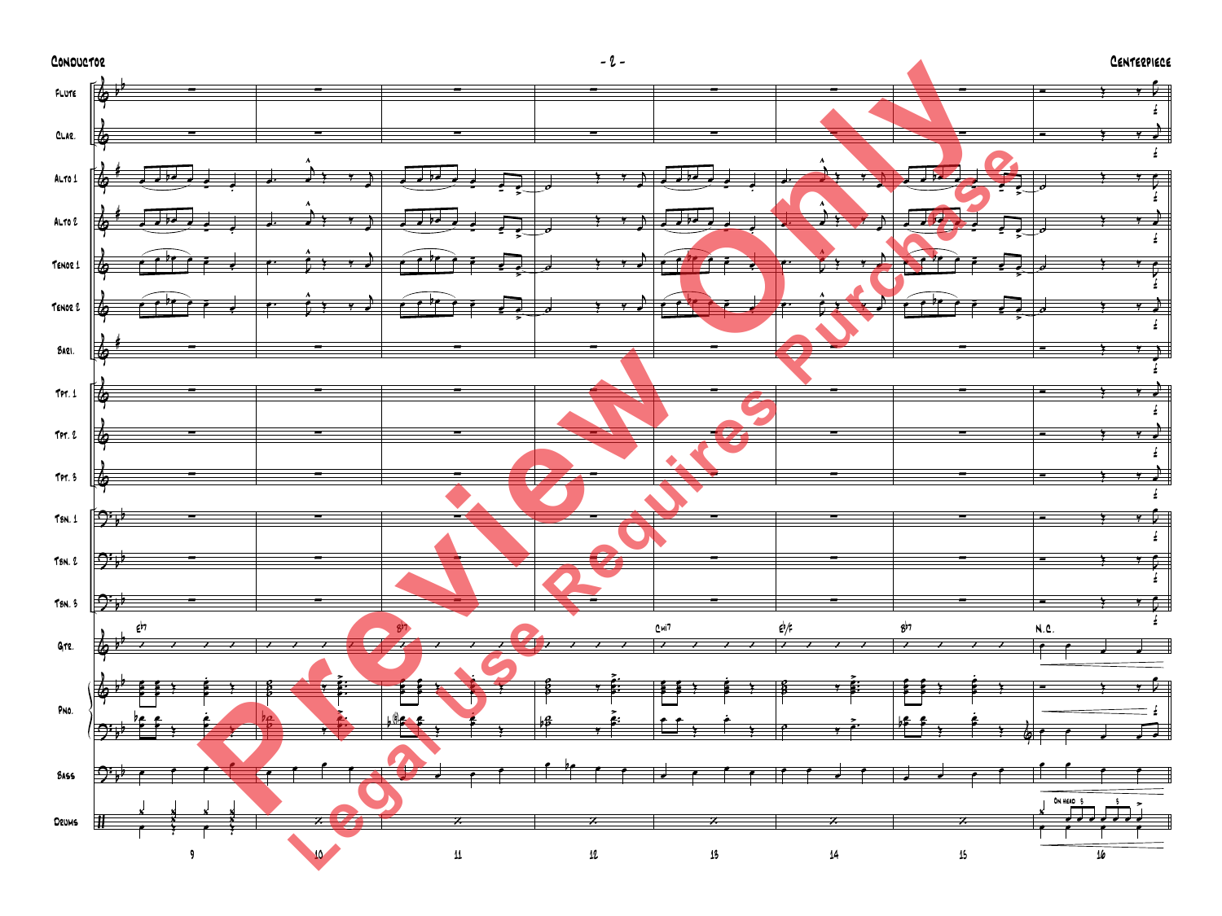Flute

Clar.

Alto 1

Alto 2

Tenor 1

Tenor 2

Bari.

Tpt. 1

Tpt. 2

Tpt. 3

Tbn. 1

Tbn. 2

Tbn. 3

Gtr.

E♭7 B♭7 Cmi7 E♭/F B♭7 N.C.

Pno.

Bass

Drums

On head 3 3

9 10 11 12 13 14 15 16

Preview Only

Legal Use Requires Purchase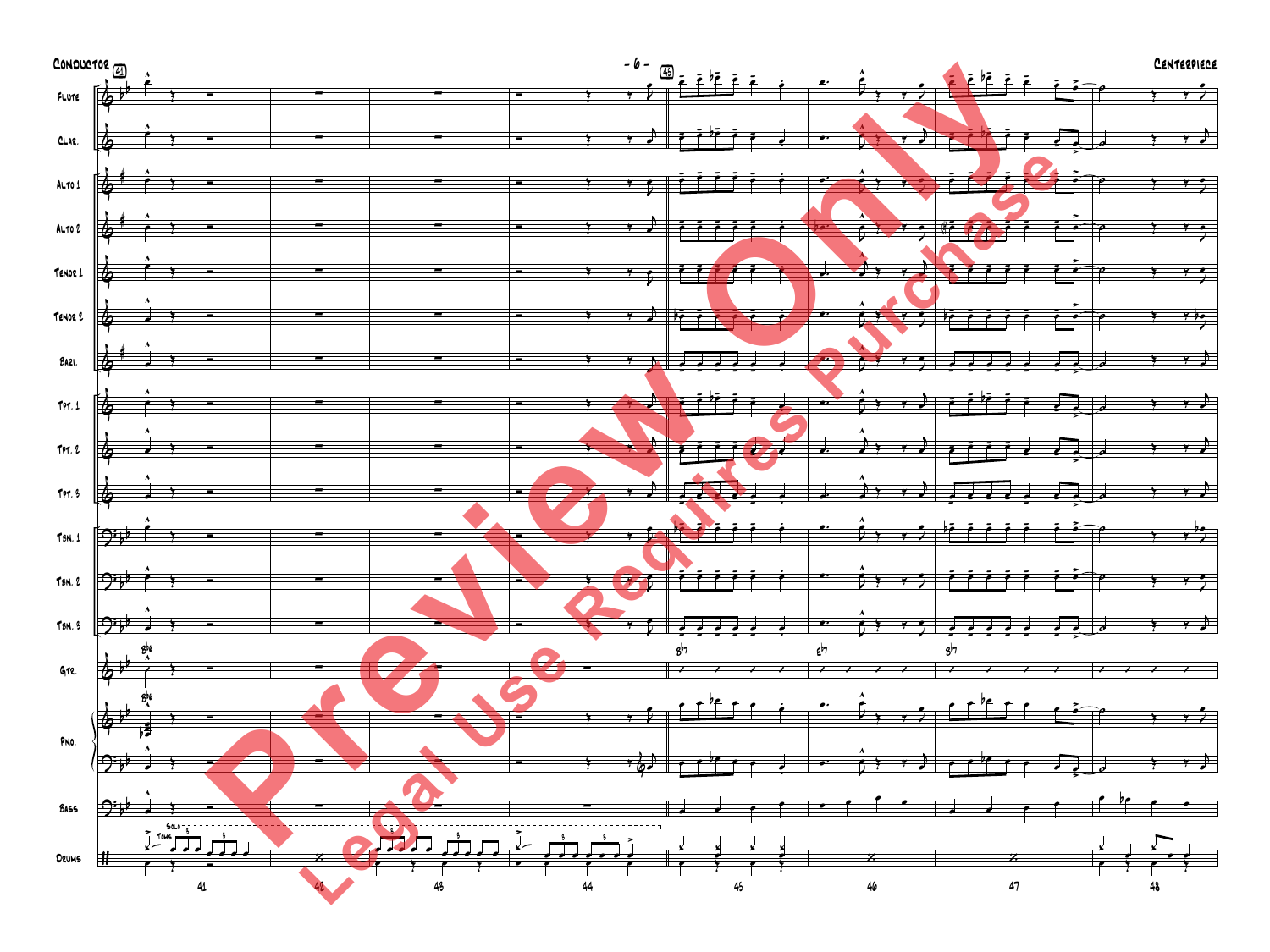Conductor

Centerpiece

Flute

Clar.

Alto 1

Alto 2

Tenor 1

Tenor 2

Bari.

Tpt. 1

Tpt. 2

Tpt. 3

Tbn. 1

Tbn. 2

Tbn. 3

Gtr.

Pno.

Bass

Drums

Preview Only

Legal Use Requires Purchase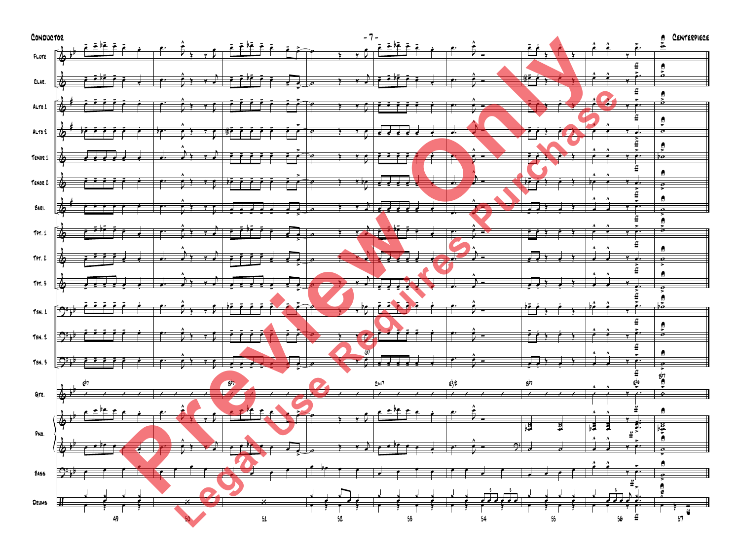Conductor

Centerpiece

Flute

Clar.

Alto 1

Alto 2

Tenor 1

Tenor 2

Bari.

Tpt. 1

Tpt. 2

Tpt. 3

Tbn. 1

Tbn. 2

Tbn. 3

Gtr.

Pno.

Bass

Drums

Eb7 Bb7 Cmi7 Eb/F Bb7 Eb6 Bb7

49 50 51 52 53 54 55 56 57

Preview Only

Legal Use Requires Purchase